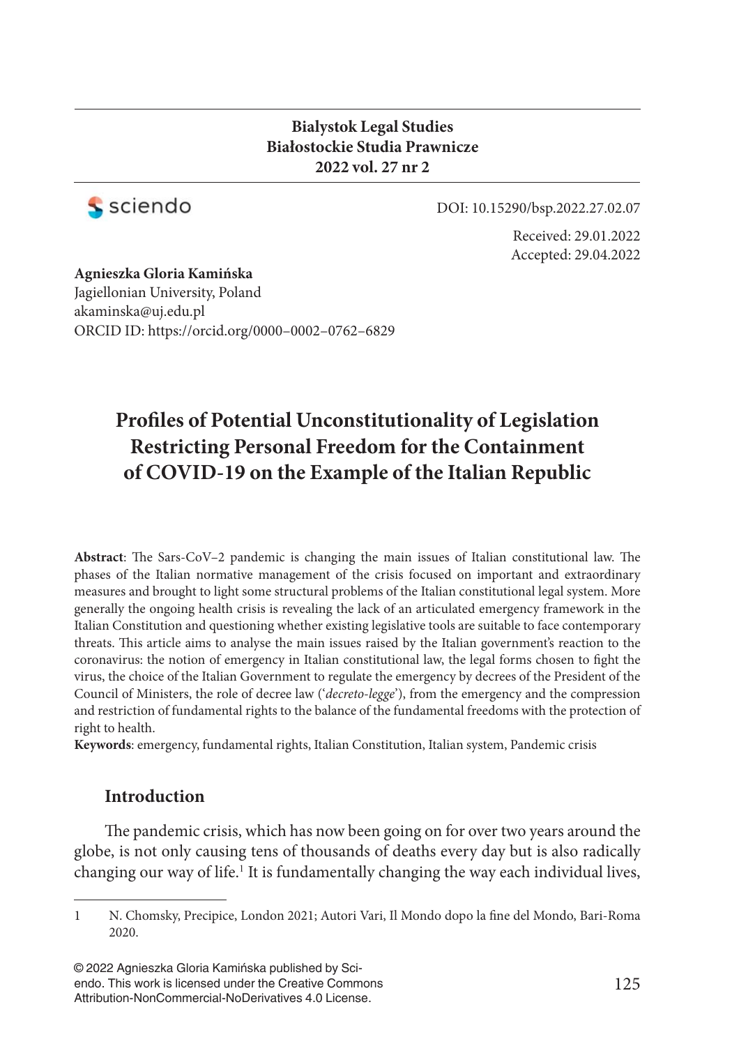**Bialystok Legal Studies**
**Białostockie Studia Prawnicze**
**2022 vol. 27 nr 2**

DOI: 10.15290/bsp.2022.27.02.07

Received: 29.01.2022
Accepted: 29.04.2022

**Agnieszka Gloria Kamińska**
Jagiellonian University, Poland
akaminska@uj.edu.pl
ORCID ID: https://orcid.org/0000–0002–0762–6829

# Profiles of Potential Unconstitutionality of Legislation Restricting Personal Freedom for the Containment of COVID-19 on the Example of the Italian Republic

**Abstract**: The Sars-CoV–2 pandemic is changing the main issues of Italian constitutional law. The phases of the Italian normative management of the crisis focused on important and extraordinary measures and brought to light some structural problems of the Italian constitutional legal system. More generally the ongoing health crisis is revealing the lack of an articulated emergency framework in the Italian Constitution and questioning whether existing legislative tools are suitable to face contemporary threats. This article aims to analyse the main issues raised by the Italian government's reaction to the coronavirus: the notion of emergency in Italian constitutional law, the legal forms chosen to fight the virus, the choice of the Italian Government to regulate the emergency by decrees of the President of the Council of Ministers, the role of decree law ('*decreto-legge*'), from the emergency and the compression and restriction of fundamental rights to the balance of the fundamental freedoms with the protection of right to health.

**Keywords**: emergency, fundamental rights, Italian Constitution, Italian system, Pandemic crisis

## Introduction

The pandemic crisis, which has now been going on for over two years around the globe, is not only causing tens of thousands of deaths every day but is also radically changing our way of life.[1] It is fundamentally changing the way each individual lives,

---

1 N. Chomsky, Precipice, London 2021; Autori Vari, Il Mondo dopo la fine del Mondo, Bari-Roma 2020.

© 2022 Agnieszka Gloria Kamińska published by Sciendo. This work is licensed under the Creative Commons Attribution-NonCommercial-NoDerivatives 4.0 License.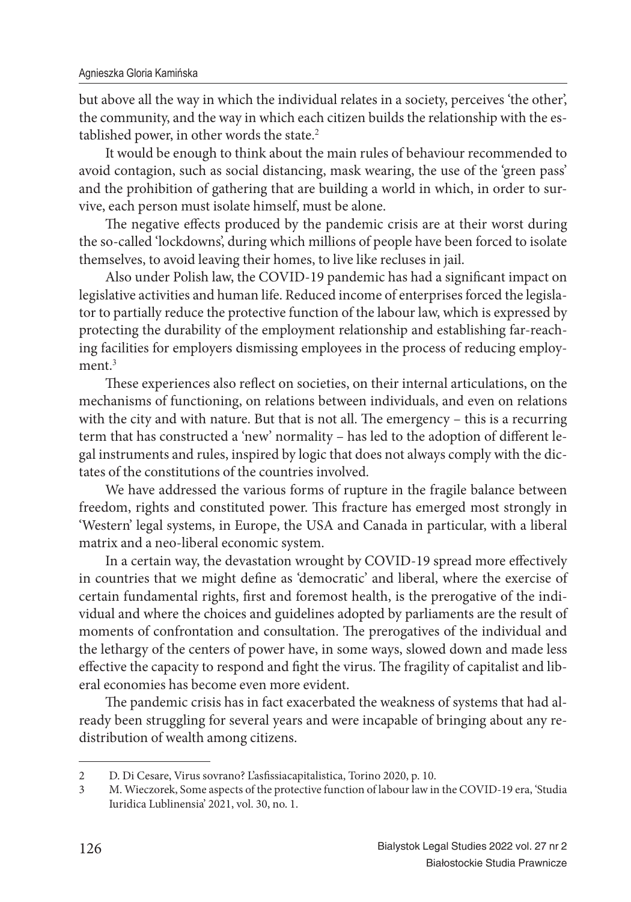but above all the way in which the individual relates in a society, perceives 'the other', the community, and the way in which each citizen builds the relationship with the established power, in other words the state.[2]

It would be enough to think about the main rules of behaviour recommended to avoid contagion, such as social distancing, mask wearing, the use of the 'green pass' and the prohibition of gathering that are building a world in which, in order to survive, each person must isolate himself, must be alone.

The negative effects produced by the pandemic crisis are at their worst during the so-called 'lockdowns', during which millions of people have been forced to isolate themselves, to avoid leaving their homes, to live like recluses in jail.

Also under Polish law, the COVID-19 pandemic has had a significant impact on legislative activities and human life. Reduced income of enterprises forced the legislator to partially reduce the protective function of the labour law, which is expressed by protecting the durability of the employment relationship and establishing far-reaching facilities for employers dismissing employees in the process of reducing employment.[3]

These experiences also reflect on societies, on their internal articulations, on the mechanisms of functioning, on relations between individuals, and even on relations with the city and with nature. But that is not all. The emergency – this is a recurring term that has constructed a 'new' normality – has led to the adoption of different legal instruments and rules, inspired by logic that does not always comply with the dictates of the constitutions of the countries involved.

We have addressed the various forms of rupture in the fragile balance between freedom, rights and constituted power. This fracture has emerged most strongly in 'Western' legal systems, in Europe, the USA and Canada in particular, with a liberal matrix and a neo-liberal economic system.

In a certain way, the devastation wrought by COVID-19 spread more effectively in countries that we might define as 'democratic' and liberal, where the exercise of certain fundamental rights, first and foremost health, is the prerogative of the individual and where the choices and guidelines adopted by parliaments are the result of moments of confrontation and consultation. The prerogatives of the individual and the lethargy of the centers of power have, in some ways, slowed down and made less effective the capacity to respond and fight the virus. The fragility of capitalist and liberal economies has become even more evident.

The pandemic crisis has in fact exacerbated the weakness of systems that had already been struggling for several years and were incapable of bringing about any redistribution of wealth among citizens.

---

2 D. Di Cesare, Virus sovrano? L'asfissiacapitalistica, Torino 2020, p. 10.

3 M. Wieczorek, Some aspects of the protective function of labour law in the COVID-19 era, 'Studia Iuridica Lublinensia' 2021, vol. 30, no. 1.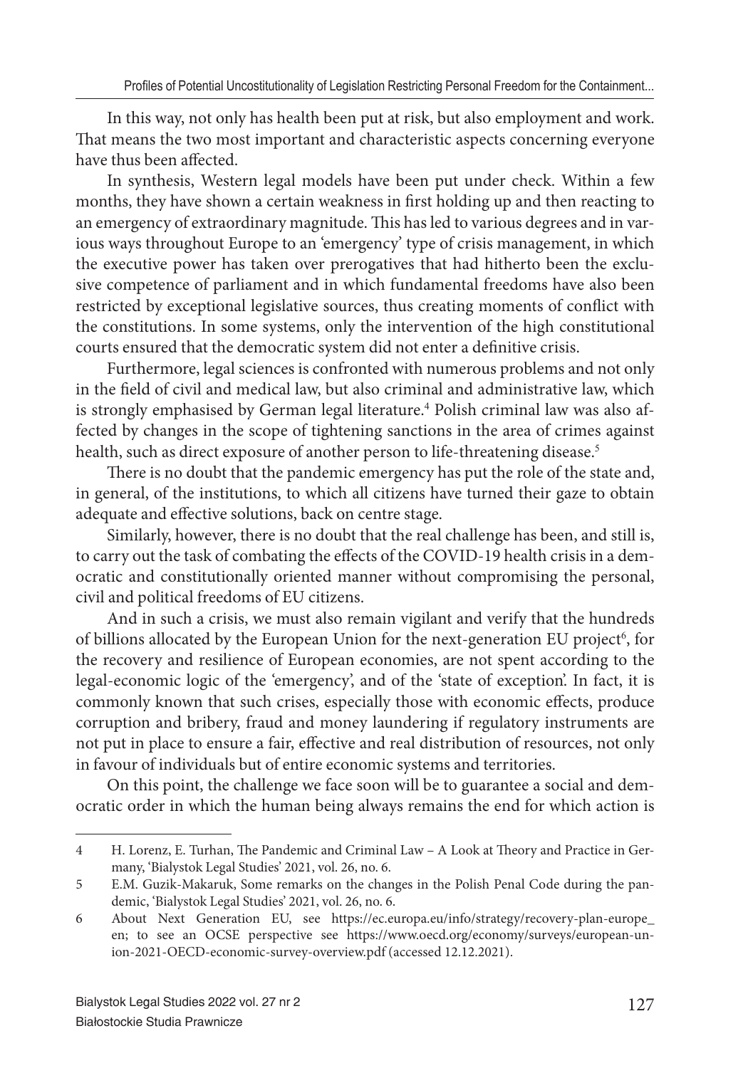In this way, not only has health been put at risk, but also employment and work. That means the two most important and characteristic aspects concerning everyone have thus been affected.

In synthesis, Western legal models have been put under check. Within a few months, they have shown a certain weakness in first holding up and then reacting to an emergency of extraordinary magnitude. This has led to various degrees and in various ways throughout Europe to an 'emergency' type of crisis management, in which the executive power has taken over prerogatives that had hitherto been the exclusive competence of parliament and in which fundamental freedoms have also been restricted by exceptional legislative sources, thus creating moments of conflict with the constitutions. In some systems, only the intervention of the high constitutional courts ensured that the democratic system did not enter a definitive crisis.

Furthermore, legal sciences is confronted with numerous problems and not only in the field of civil and medical law, but also criminal and administrative law, which is strongly emphasised by German legal literature.[4] Polish criminal law was also affected by changes in the scope of tightening sanctions in the area of crimes against health, such as direct exposure of another person to life-threatening disease.[5]

There is no doubt that the pandemic emergency has put the role of the state and, in general, of the institutions, to which all citizens have turned their gaze to obtain adequate and effective solutions, back on centre stage.

Similarly, however, there is no doubt that the real challenge has been, and still is, to carry out the task of combating the effects of the COVID-19 health crisis in a democratic and constitutionally oriented manner without compromising the personal, civil and political freedoms of EU citizens.

And in such a crisis, we must also remain vigilant and verify that the hundreds of billions allocated by the European Union for the next-generation EU project[6], for the recovery and resilience of European economies, are not spent according to the legal-economic logic of the 'emergency', and of the 'state of exception'. In fact, it is commonly known that such crises, especially those with economic effects, produce corruption and bribery, fraud and money laundering if regulatory instruments are not put in place to ensure a fair, effective and real distribution of resources, not only in favour of individuals but of entire economic systems and territories.

On this point, the challenge we face soon will be to guarantee a social and democratic order in which the human being always remains the end for which action is

---

4 H. Lorenz, E. Turhan, The Pandemic and Criminal Law – A Look at Theory and Practice in Germany, 'Bialystok Legal Studies' 2021, vol. 26, no. 6.

5 E.M. Guzik-Makaruk, Some remarks on the changes in the Polish Penal Code during the pandemic, 'Bialystok Legal Studies' 2021, vol. 26, no. 6.

6 About Next Generation EU, see https://ec.europa.eu/info/strategy/recovery-plan-europe_en; to see an OCSE perspective see https://www.oecd.org/economy/surveys/european-union-2021-OECD-economic-survey-overview.pdf (accessed 12.12.2021).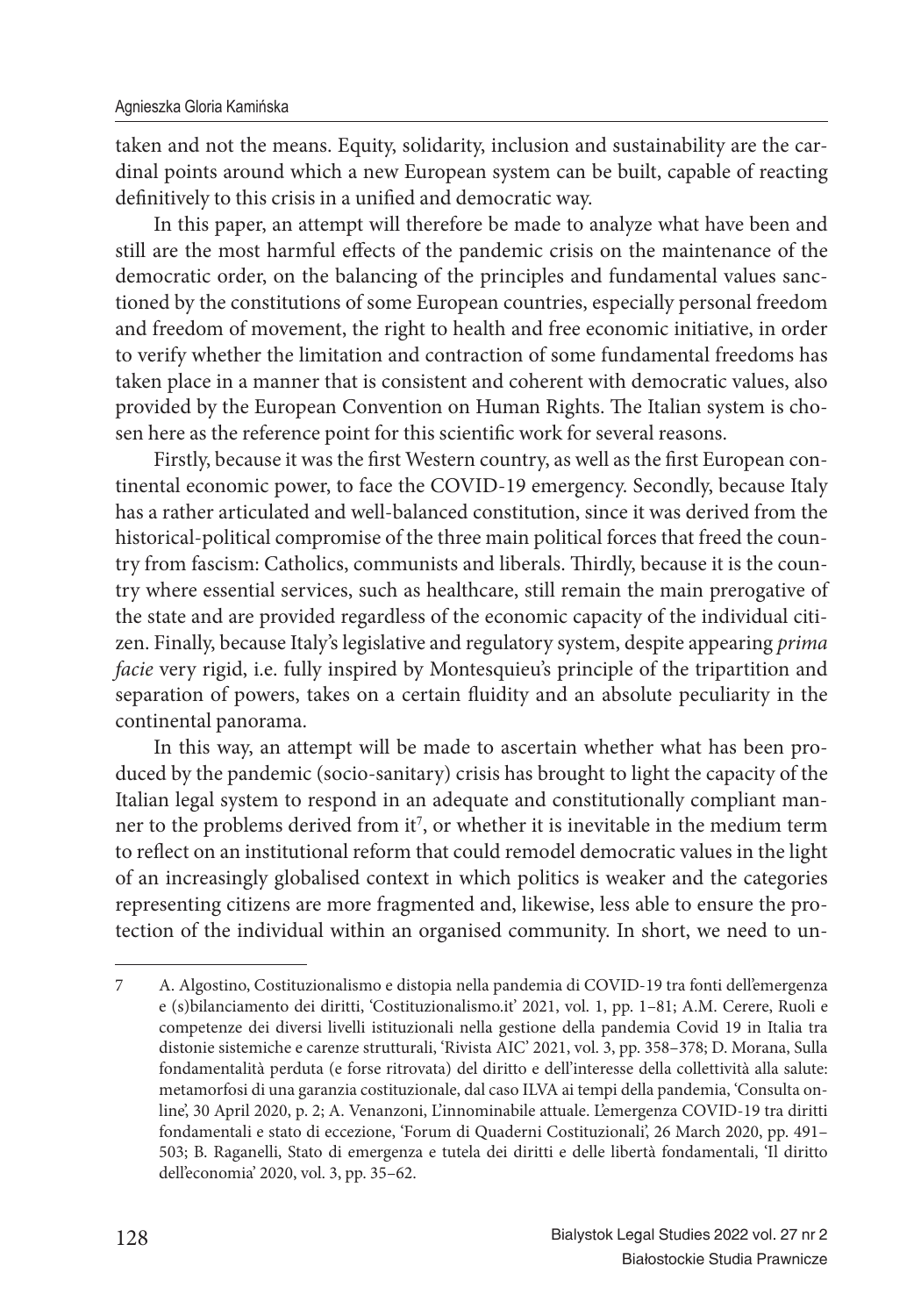taken and not the means. Equity, solidarity, inclusion and sustainability are the cardinal points around which a new European system can be built, capable of reacting definitively to this crisis in a unified and democratic way.

In this paper, an attempt will therefore be made to analyze what have been and still are the most harmful effects of the pandemic crisis on the maintenance of the democratic order, on the balancing of the principles and fundamental values sanctioned by the constitutions of some European countries, especially personal freedom and freedom of movement, the right to health and free economic initiative, in order to verify whether the limitation and contraction of some fundamental freedoms has taken place in a manner that is consistent and coherent with democratic values, also provided by the European Convention on Human Rights. The Italian system is chosen here as the reference point for this scientific work for several reasons.

Firstly, because it was the first Western country, as well as the first European continental economic power, to face the COVID-19 emergency. Secondly, because Italy has a rather articulated and well-balanced constitution, since it was derived from the historical-political compromise of the three main political forces that freed the country from fascism: Catholics, communists and liberals. Thirdly, because it is the country where essential services, such as healthcare, still remain the main prerogative of the state and are provided regardless of the economic capacity of the individual citizen. Finally, because Italy's legislative and regulatory system, despite appearing *prima facie* very rigid, i.e. fully inspired by Montesquieu's principle of the tripartition and separation of powers, takes on a certain fluidity and an absolute peculiarity in the continental panorama.

In this way, an attempt will be made to ascertain whether what has been produced by the pandemic (socio-sanitary) crisis has brought to light the capacity of the Italian legal system to respond in an adequate and constitutionally compliant manner to the problems derived from it[7], or whether it is inevitable in the medium term to reflect on an institutional reform that could remodel democratic values in the light of an increasingly globalised context in which politics is weaker and the categories representing citizens are more fragmented and, likewise, less able to ensure the protection of the individual within an organised community. In short, we need to un-

---

7 A. Algostino, Costituzionalismo e distopia nella pandemia di COVID-19 tra fonti dell'emergenza e (s)bilanciamento dei diritti, 'Costituzionalismo.it' 2021, vol. 1, pp. 1–81; A.M. Cerere, Ruoli e competenze dei diversi livelli istituzionali nella gestione della pandemia Covid 19 in Italia tra distonie sistemiche e carenze strutturali, 'Rivista AIC' 2021, vol. 3, pp. 358–378; D. Morana, Sulla fondamentalità perduta (e forse ritrovata) del diritto e dell'interesse della collettività alla salute: metamorfosi di una garanzia costituzionale, dal caso ILVA ai tempi della pandemia, 'Consulta online', 30 April 2020, p. 2; A. Venanzoni, L'innominabile attuale. L'emergenza COVID-19 tra diritti fondamentali e stato di eccezione, 'Forum di Quaderni Costituzionali', 26 March 2020, pp. 491–503; B. Raganelli, Stato di emergenza e tutela dei diritti e delle libertà fondamentali, 'Il diritto dell'economia' 2020, vol. 3, pp. 35–62.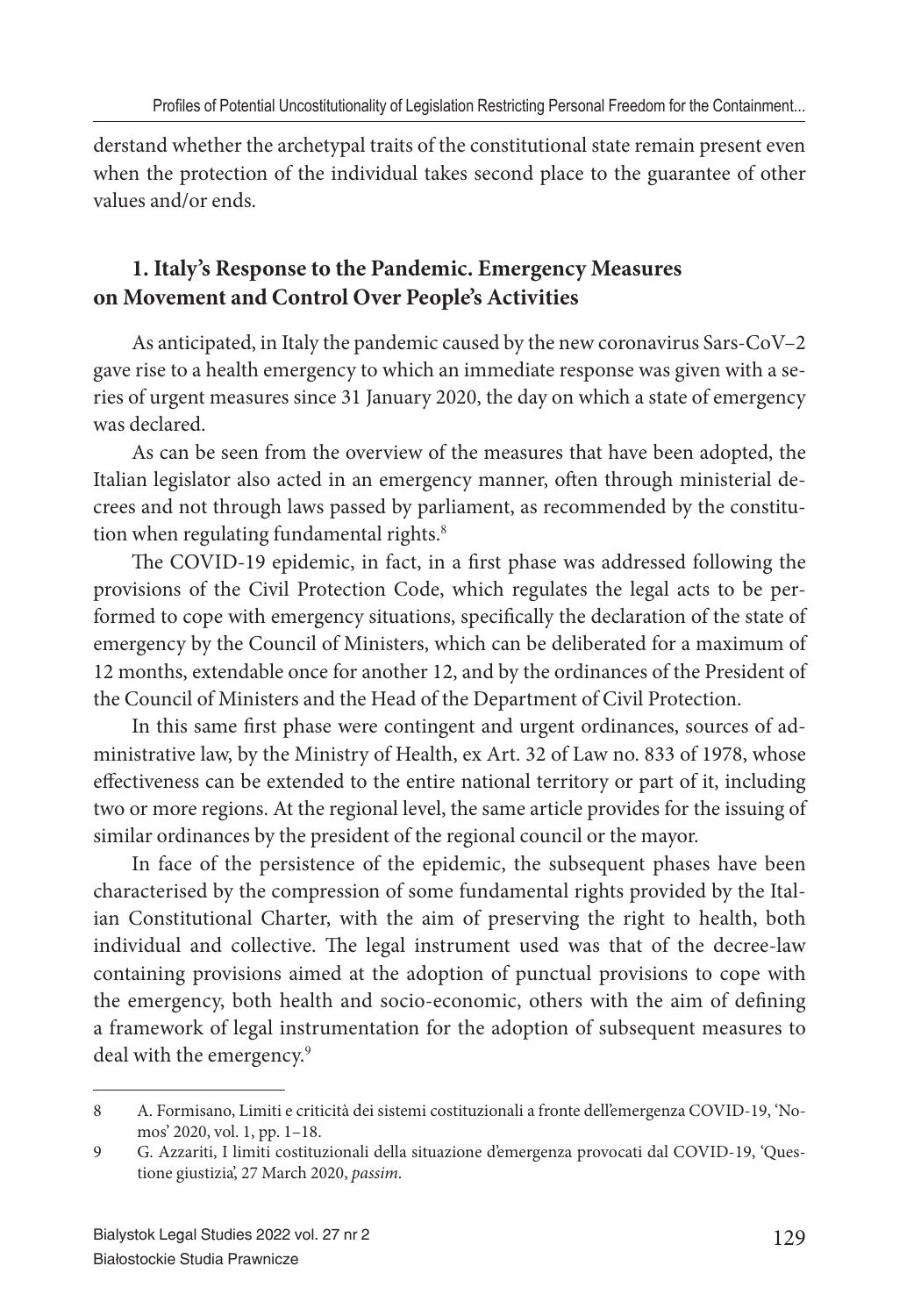derstand whether the archetypal traits of the constitutional state remain present even when the protection of the individual takes second place to the guarantee of other values and/or ends.

## 1. Italy's Response to the Pandemic. Emergency Measures on Movement and Control Over People's Activities

As anticipated, in Italy the pandemic caused by the new coronavirus Sars-CoV–2 gave rise to a health emergency to which an immediate response was given with a series of urgent measures since 31 January 2020, the day on which a state of emergency was declared.

As can be seen from the overview of the measures that have been adopted, the Italian legislator also acted in an emergency manner, often through ministerial decrees and not through laws passed by parliament, as recommended by the constitution when regulating fundamental rights.[8]

The COVID-19 epidemic, in fact, in a first phase was addressed following the provisions of the Civil Protection Code, which regulates the legal acts to be performed to cope with emergency situations, specifically the declaration of the state of emergency by the Council of Ministers, which can be deliberated for a maximum of 12 months, extendable once for another 12, and by the ordinances of the President of the Council of Ministers and the Head of the Department of Civil Protection.

In this same first phase were contingent and urgent ordinances, sources of administrative law, by the Ministry of Health, ex Art. 32 of Law no. 833 of 1978, whose effectiveness can be extended to the entire national territory or part of it, including two or more regions. At the regional level, the same article provides for the issuing of similar ordinances by the president of the regional council or the mayor.

In face of the persistence of the epidemic, the subsequent phases have been characterised by the compression of some fundamental rights provided by the Italian Constitutional Charter, with the aim of preserving the right to health, both individual and collective. The legal instrument used was that of the decree-law containing provisions aimed at the adoption of punctual provisions to cope with the emergency, both health and socio-economic, others with the aim of defining a framework of legal instrumentation for the adoption of subsequent measures to deal with the emergency.[9]

---

8 A. Formisano, Limiti e criticità dei sistemi costituzionali a fronte dell'emergenza COVID-19, 'Nomos' 2020, vol. 1, pp. 1–18.

9 G. Azzariti, I limiti costituzionali della situazione d'emergenza provocati dal COVID-19, 'Questione giustizia', 27 March 2020, *passim*.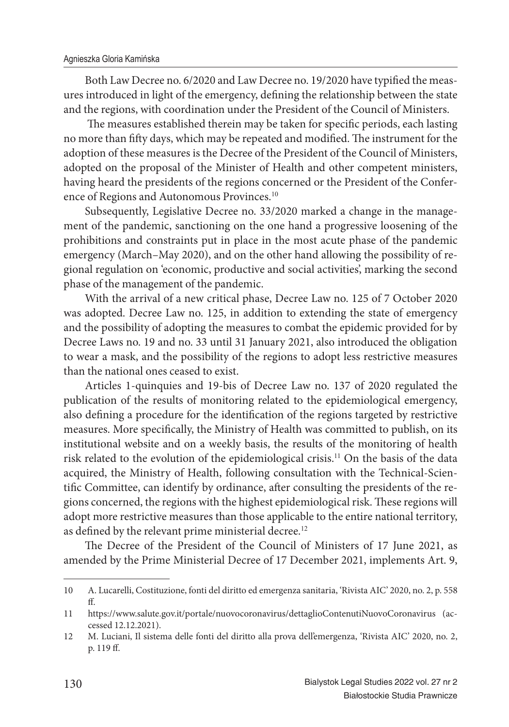Both Law Decree no. 6/2020 and Law Decree no. 19/2020 have typified the measures introduced in light of the emergency, defining the relationship between the state and the regions, with coordination under the President of the Council of Ministers.

The measures established therein may be taken for specific periods, each lasting no more than fifty days, which may be repeated and modified. The instrument for the adoption of these measures is the Decree of the President of the Council of Ministers, adopted on the proposal of the Minister of Health and other competent ministers, having heard the presidents of the regions concerned or the President of the Conference of Regions and Autonomous Provinces.[10]

Subsequently, Legislative Decree no. 33/2020 marked a change in the management of the pandemic, sanctioning on the one hand a progressive loosening of the prohibitions and constraints put in place in the most acute phase of the pandemic emergency (March–May 2020), and on the other hand allowing the possibility of regional regulation on 'economic, productive and social activities', marking the second phase of the management of the pandemic.

With the arrival of a new critical phase, Decree Law no. 125 of 7 October 2020 was adopted. Decree Law no. 125, in addition to extending the state of emergency and the possibility of adopting the measures to combat the epidemic provided for by Decree Laws no. 19 and no. 33 until 31 January 2021, also introduced the obligation to wear a mask, and the possibility of the regions to adopt less restrictive measures than the national ones ceased to exist.

Articles 1-quinquies and 19-bis of Decree Law no. 137 of 2020 regulated the publication of the results of monitoring related to the epidemiological emergency, also defining a procedure for the identification of the regions targeted by restrictive measures. More specifically, the Ministry of Health was committed to publish, on its institutional website and on a weekly basis, the results of the monitoring of health risk related to the evolution of the epidemiological crisis.[11] On the basis of the data acquired, the Ministry of Health, following consultation with the Technical-Scientific Committee, can identify by ordinance, after consulting the presidents of the regions concerned, the regions with the highest epidemiological risk. These regions will adopt more restrictive measures than those applicable to the entire national territory, as defined by the relevant prime ministerial decree.[12]

The Decree of the President of the Council of Ministers of 17 June 2021, as amended by the Prime Ministerial Decree of 17 December 2021, implements Art. 9,

---

10 A. Lucarelli, Costituzione, fonti del diritto ed emergenza sanitaria, 'Rivista AIC' 2020, no. 2, p. 558 ff.

11 https://www.salute.gov.it/portale/nuovocoronavirus/dettaglioContenutiNuovoCoronavirus (accessed 12.12.2021).

12 M. Luciani, Il sistema delle fonti del diritto alla prova dell'emergenza, 'Rivista AIC' 2020, no. 2, p. 119 ff.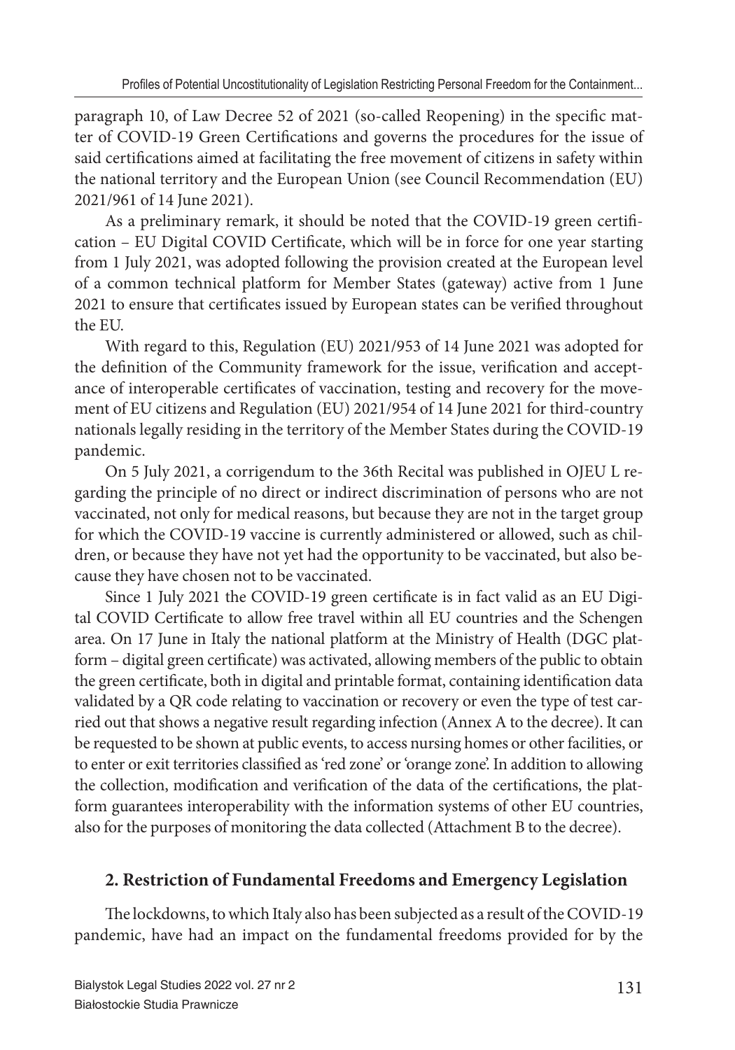paragraph 10, of Law Decree 52 of 2021 (so-called Reopening) in the specific matter of COVID-19 Green Certifications and governs the procedures for the issue of said certifications aimed at facilitating the free movement of citizens in safety within the national territory and the European Union (see Council Recommendation (EU) 2021/961 of 14 June 2021).

As a preliminary remark, it should be noted that the COVID-19 green certification – EU Digital COVID Certificate, which will be in force for one year starting from 1 July 2021, was adopted following the provision created at the European level of a common technical platform for Member States (gateway) active from 1 June 2021 to ensure that certificates issued by European states can be verified throughout the EU.

With regard to this, Regulation (EU) 2021/953 of 14 June 2021 was adopted for the definition of the Community framework for the issue, verification and acceptance of interoperable certificates of vaccination, testing and recovery for the movement of EU citizens and Regulation (EU) 2021/954 of 14 June 2021 for third-country nationals legally residing in the territory of the Member States during the COVID-19 pandemic.

On 5 July 2021, a corrigendum to the 36th Recital was published in OJEU L regarding the principle of no direct or indirect discrimination of persons who are not vaccinated, not only for medical reasons, but because they are not in the target group for which the COVID-19 vaccine is currently administered or allowed, such as children, or because they have not yet had the opportunity to be vaccinated, but also because they have chosen not to be vaccinated.

Since 1 July 2021 the COVID-19 green certificate is in fact valid as an EU Digital COVID Certificate to allow free travel within all EU countries and the Schengen area. On 17 June in Italy the national platform at the Ministry of Health (DGC platform – digital green certificate) was activated, allowing members of the public to obtain the green certificate, both in digital and printable format, containing identification data validated by a QR code relating to vaccination or recovery or even the type of test carried out that shows a negative result regarding infection (Annex A to the decree). It can be requested to be shown at public events, to access nursing homes or other facilities, or to enter or exit territories classified as 'red zone' or 'orange zone'. In addition to allowing the collection, modification and verification of the data of the certifications, the platform guarantees interoperability with the information systems of other EU countries, also for the purposes of monitoring the data collected (Attachment B to the decree).

## 2. Restriction of Fundamental Freedoms and Emergency Legislation

The lockdowns, to which Italy also has been subjected as a result of the COVID-19 pandemic, have had an impact on the fundamental freedoms provided for by the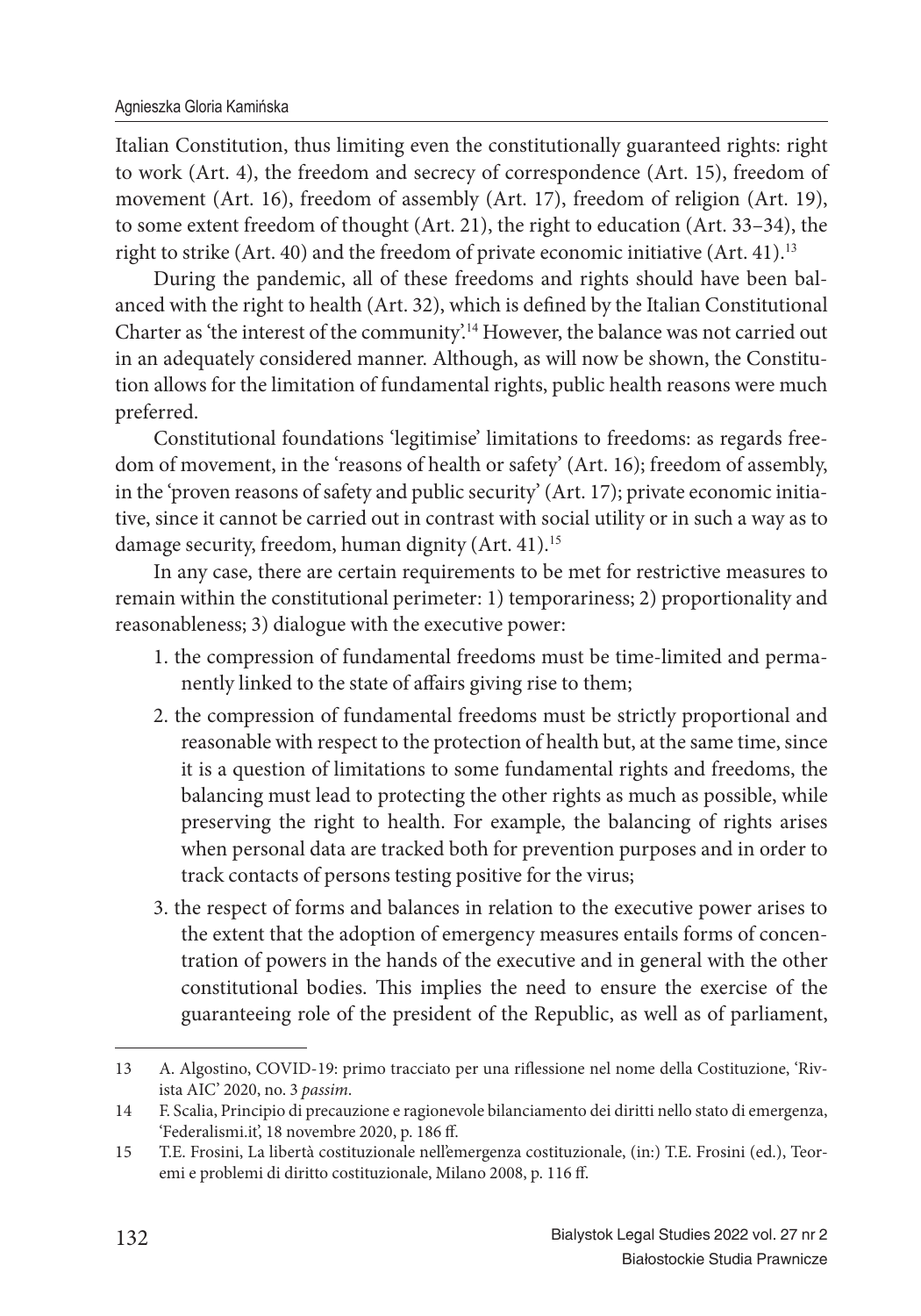Italian Constitution, thus limiting even the constitutionally guaranteed rights: right to work (Art. 4), the freedom and secrecy of correspondence (Art. 15), freedom of movement (Art. 16), freedom of assembly (Art. 17), freedom of religion (Art. 19), to some extent freedom of thought (Art. 21), the right to education (Art. 33–34), the right to strike (Art. 40) and the freedom of private economic initiative (Art. 41).[13]

During the pandemic, all of these freedoms and rights should have been balanced with the right to health (Art. 32), which is defined by the Italian Constitutional Charter as 'the interest of the community'.[14] However, the balance was not carried out in an adequately considered manner. Although, as will now be shown, the Constitution allows for the limitation of fundamental rights, public health reasons were much preferred.

Constitutional foundations 'legitimise' limitations to freedoms: as regards freedom of movement, in the 'reasons of health or safety' (Art. 16); freedom of assembly, in the 'proven reasons of safety and public security' (Art. 17); private economic initiative, since it cannot be carried out in contrast with social utility or in such a way as to damage security, freedom, human dignity (Art. 41).[15]

In any case, there are certain requirements to be met for restrictive measures to remain within the constitutional perimeter: 1) temporariness; 2) proportionality and reasonableness; 3) dialogue with the executive power:

1. the compression of fundamental freedoms must be time-limited and permanently linked to the state of affairs giving rise to them;
2. the compression of fundamental freedoms must be strictly proportional and reasonable with respect to the protection of health but, at the same time, since it is a question of limitations to some fundamental rights and freedoms, the balancing must lead to protecting the other rights as much as possible, while preserving the right to health. For example, the balancing of rights arises when personal data are tracked both for prevention purposes and in order to track contacts of persons testing positive for the virus;
3. the respect of forms and balances in relation to the executive power arises to the extent that the adoption of emergency measures entails forms of concentration of powers in the hands of the executive and in general with the other constitutional bodies. This implies the need to ensure the exercise of the guaranteeing role of the president of the Republic, as well as of parliament,

---

13 A. Algostino, COVID-19: primo tracciato per una riflessione nel nome della Costituzione, 'Rivista AIC' 2020, no. 3 *passim*.

14 F. Scalia, Principio di precauzione e ragionevole bilanciamento dei diritti nello stato di emergenza, 'Federalismi.it', 18 novembre 2020, p. 186 ff.

15 T.E. Frosini, La libertà costituzionale nell'emergenza costituzionale, (in:) T.E. Frosini (ed.), Teoremi e problemi di diritto costituzionale, Milano 2008, p. 116 ff.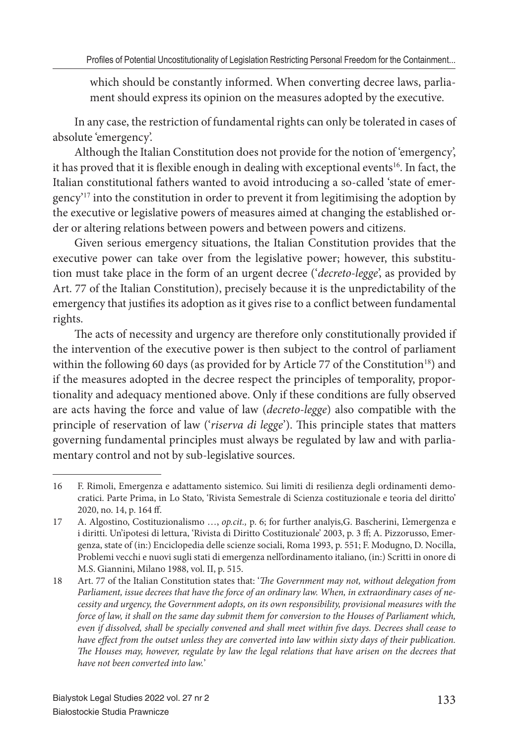which should be constantly informed. When converting decree laws, parliament should express its opinion on the measures adopted by the executive.

In any case, the restriction of fundamental rights can only be tolerated in cases of absolute 'emergency'.

Although the Italian Constitution does not provide for the notion of 'emergency', it has proved that it is flexible enough in dealing with exceptional events[16]. In fact, the Italian constitutional fathers wanted to avoid introducing a so-called 'state of emergency'[17] into the constitution in order to prevent it from legitimising the adoption by the executive or legislative powers of measures aimed at changing the established order or altering relations between powers and between powers and citizens.

Given serious emergency situations, the Italian Constitution provides that the executive power can take over from the legislative power; however, this substitution must take place in the form of an urgent decree ('*decreto-legge*', as provided by Art. 77 of the Italian Constitution), precisely because it is the unpredictability of the emergency that justifies its adoption as it gives rise to a conflict between fundamental rights.

The acts of necessity and urgency are therefore only constitutionally provided if the intervention of the executive power is then subject to the control of parliament within the following 60 days (as provided for by Article 77 of the Constitution[18]) and if the measures adopted in the decree respect the principles of temporality, proportionality and adequacy mentioned above. Only if these conditions are fully observed are acts having the force and value of law (*decreto-legge*) also compatible with the principle of reservation of law ('*riserva di legge*'). This principle states that matters governing fundamental principles must always be regulated by law and with parliamentary control and not by sub-legislative sources.

---

16 F. Rimoli, Emergenza e adattamento systemico. Sui limiti di resilienza degli ordinamenti democratici. Parte Prima, in Lo Stato, 'Rivista Semestrale di Scienza costituzionale e teoria del diritto' 2020, no. 14, p. 164 ff.

17 A. Algostino, Costituzionalismo …, *op.cit.,* p. 6; for further analyis,G. Bascherini, L'emergenza e i diritti. Un'ipotesi di lettura, 'Rivista di Diritto Costituzionale' 2003, p. 3 ff; A. Pizzorusso, Emergenza, state of (in:) Enciclopedia delle scienze sociali, Roma 1993, p. 551; F. Modugno, D. Nocilla, Problemi vecchi e nuovi sugli stati di emergenza nell'ordinamento italiano, (in:) Scritti in onore di M.S. Giannini, Milano 1988, vol. II, p. 515.

18 Art. 77 of the Italian Constitution states that: '*The Government may not, without delegation from Parliament, issue decrees that have the force of an ordinary law. When, in extraordinary cases of necessity and urgency, the Government adopts, on its own responsibility, provisional measures with the force of law, it shall on the same day submit them for conversion to the Houses of Parliament which, even if dissolved, shall be specially convened and shall meet within five days. Decrees shall cease to have effect from the outset unless they are converted into law within sixty days of their publication. The Houses may, however, regulate by law the legal relations that have arisen on the decrees that have not been converted into law.*'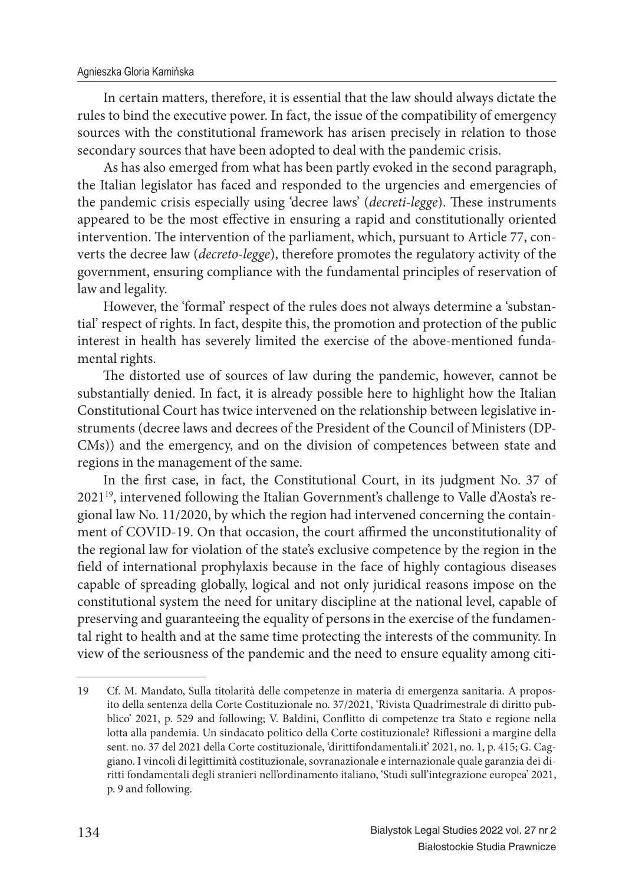In certain matters, therefore, it is essential that the law should always dictate the rules to bind the executive power. In fact, the issue of the compatibility of emergency sources with the constitutional framework has arisen precisely in relation to those secondary sources that have been adopted to deal with the pandemic crisis.

As has also emerged from what has been partly evoked in the second paragraph, the Italian legislator has faced and responded to the urgencies and emergencies of the pandemic crisis especially using 'decree laws' (*decreti-legge*). These instruments appeared to be the most effective in ensuring a rapid and constitutionally oriented intervention. The intervention of the parliament, which, pursuant to Article 77, converts the decree law (*decreto-legge*), therefore promotes the regulatory activity of the government, ensuring compliance with the fundamental principles of reservation of law and legality.

However, the 'formal' respect of the rules does not always determine a 'substantial' respect of rights. In fact, despite this, the promotion and protection of the public interest in health has severely limited the exercise of the above-mentioned fundamental rights.

The distorted use of sources of law during the pandemic, however, cannot be substantially denied. In fact, it is already possible here to highlight how the Italian Constitutional Court has twice intervened on the relationship between legislative instruments (decree laws and decrees of the President of the Council of Ministers (DPCMs)) and the emergency, and on the division of competences between state and regions in the management of the same.

In the first case, in fact, the Constitutional Court, in its judgment No. 37 of 2021[19], intervened following the Italian Government's challenge to Valle d'Aosta's regional law No. 11/2020, by which the region had intervened concerning the containment of COVID-19. On that occasion, the court affirmed the unconstitutionality of the regional law for violation of the state's exclusive competence by the region in the field of international prophylaxis because in the face of highly contagious diseases capable of spreading globally, logical and not only juridical reasons impose on the constitutional system the need for unitary discipline at the national level, capable of preserving and guaranteeing the equality of persons in the exercise of the fundamental right to health and at the same time protecting the interests of the community. In view of the seriousness of the pandemic and the need to ensure equality among citi-

---

19 Cf. M. Mandato, Sulla titolarità delle competenze in materia di emergenza sanitaria. A proposito della sentenza della Corte Costituzionale no. 37/2021, 'Rivista Quadrimestrale di diritto pubblico' 2021, p. 529 and following; V. Baldini, Conflitto di competenze tra Stato e regione nella lotta alla pandemia. Un sindacato politico della Corte costituzionale? Riflessioni a margine della sent. no. 37 del 2021 della Corte costituzionale, 'dirittifondamentali.it' 2021, no. 1, p. 415; G. Caggiano. I vincoli di legittimità costituzionale, sovranazionale e internazionale quale garanzia dei diritti fondamentali degli stranieri nell'ordinamento italiano, 'Studi sull'integrazione europea' 2021, p. 9 and following.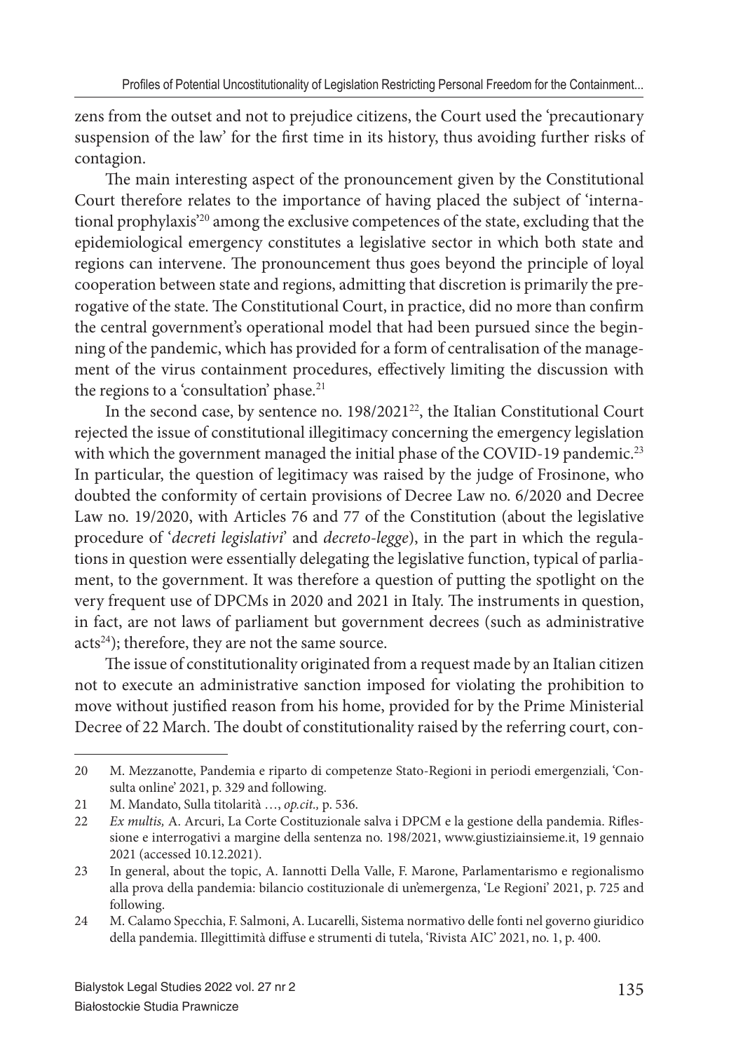zens from the outset and not to prejudice citizens, the Court used the 'precautionary suspension of the law' for the first time in its history, thus avoiding further risks of contagion.

The main interesting aspect of the pronouncement given by the Constitutional Court therefore relates to the importance of having placed the subject of 'international prophylaxis'[20] among the exclusive competences of the state, excluding that the epidemiological emergency constitutes a legislative sector in which both state and regions can intervene. The pronouncement thus goes beyond the principle of loyal cooperation between state and regions, admitting that discretion is primarily the prerogative of the state. The Constitutional Court, in practice, did no more than confirm the central government's operational model that had been pursued since the beginning of the pandemic, which has provided for a form of centralisation of the management of the virus containment procedures, effectively limiting the discussion with the regions to a 'consultation' phase.[21]

In the second case, by sentence no. 198/2021[22], the Italian Constitutional Court rejected the issue of constitutional illegitimacy concerning the emergency legislation with which the government managed the initial phase of the COVID-19 pandemic.[23] In particular, the question of legitimacy was raised by the judge of Frosinone, who doubted the conformity of certain provisions of Decree Law no. 6/2020 and Decree Law no. 19/2020, with Articles 76 and 77 of the Constitution (about the legislative procedure of '*decreti legislativi*' and *decreto-legge*), in the part in which the regulations in question were essentially delegating the legislative function, typical of parliament, to the government. It was therefore a question of putting the spotlight on the very frequent use of DPCMs in 2020 and 2021 in Italy. The instruments in question, in fact, are not laws of parliament but government decrees (such as administrative acts[24]); therefore, they are not the same source.

The issue of constitutionality originated from a request made by an Italian citizen not to execute an administrative sanction imposed for violating the prohibition to move without justified reason from his home, provided for by the Prime Ministerial Decree of 22 March. The doubt of constitutionality raised by the referring court, con-

---

20 M. Mezzanotte, Pandemia e riparto di competenze Stato-Regioni in periodi emergenziali, 'Consulta online' 2021, p. 329 and following.

21 M. Mandato, Sulla titolarità …, *op.cit.,* p. 536.

22 *Ex multis,* A. Arcuri, La Corte Costituzionale salva i DPCM e la gestione della pandemia. Riflessione e interrogativi a margine della sentenza no. 198/2021, www.giustiziainsieme.it, 19 gennaio 2021 (accessed 10.12.2021).

23 In general, about the topic, A. Iannotti Della Valle, F. Marone, Parlamentarismo e regionalismo alla prova della pandemia: bilancio costituzionale di un'emergenza, 'Le Regioni' 2021, p. 725 and following.

24 M. Calamo Specchia, F. Salmoni, A. Lucarelli, Sistema normativo delle fonti nel governo giuridico della pandemia. Illegittimità diffuse e strumenti di tutela, 'Rivista AIC' 2021, no. 1, p. 400.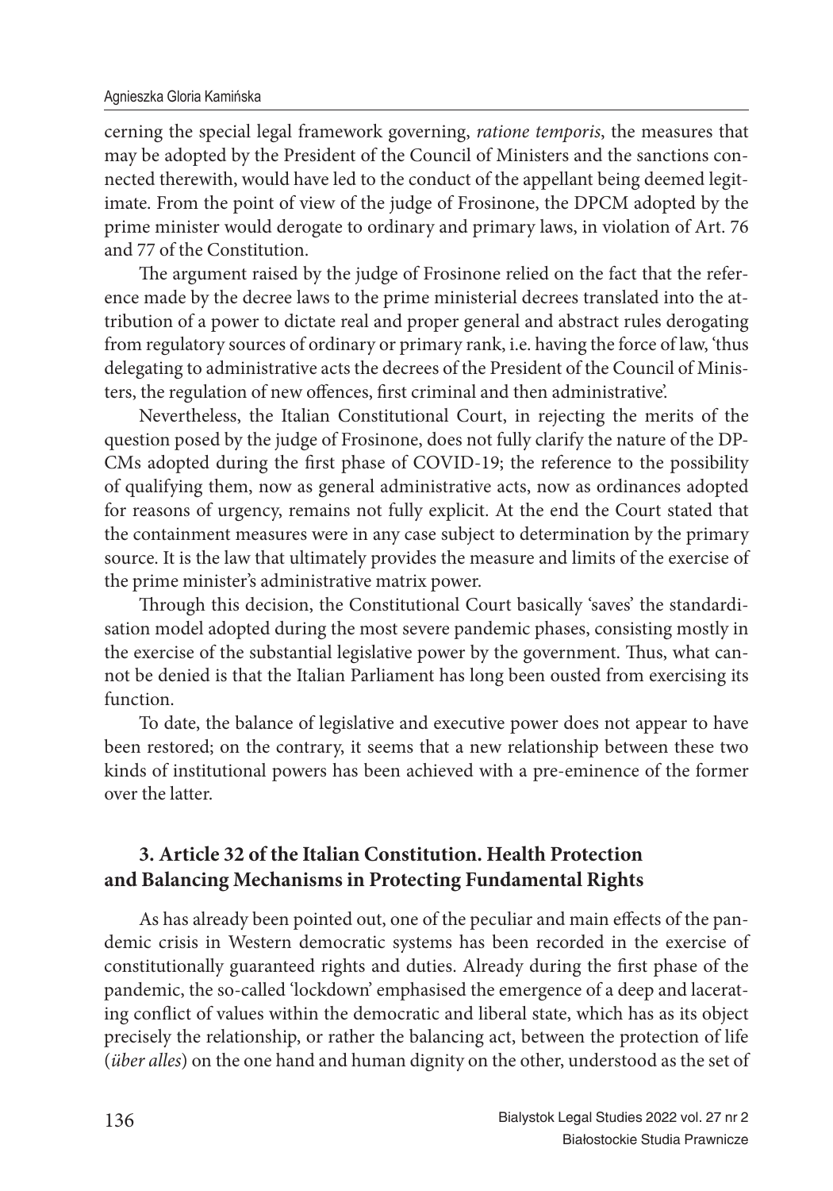cerning the special legal framework governing, *ratione temporis*, the measures that may be adopted by the President of the Council of Ministers and the sanctions connected therewith, would have led to the conduct of the appellant being deemed legitimate. From the point of view of the judge of Frosinone, the DPCM adopted by the prime minister would derogate to ordinary and primary laws, in violation of Art. 76 and 77 of the Constitution.

The argument raised by the judge of Frosinone relied on the fact that the reference made by the decree laws to the prime ministerial decrees translated into the attribution of a power to dictate real and proper general and abstract rules derogating from regulatory sources of ordinary or primary rank, i.e. having the force of law, 'thus delegating to administrative acts the decrees of the President of the Council of Ministers, the regulation of new offences, first criminal and then administrative'.

Nevertheless, the Italian Constitutional Court, in rejecting the merits of the question posed by the judge of Frosinone, does not fully clarify the nature of the DPCMs adopted during the first phase of COVID-19; the reference to the possibility of qualifying them, now as general administrative acts, now as ordinances adopted for reasons of urgency, remains not fully explicit. At the end the Court stated that the containment measures were in any case subject to determination by the primary source. It is the law that ultimately provides the measure and limits of the exercise of the prime minister's administrative matrix power.

Through this decision, the Constitutional Court basically 'saves' the standardisation model adopted during the most severe pandemic phases, consisting mostly in the exercise of the substantial legislative power by the government. Thus, what cannot be denied is that the Italian Parliament has long been ousted from exercising its function.

To date, the balance of legislative and executive power does not appear to have been restored; on the contrary, it seems that a new relationship between these two kinds of institutional powers has been achieved with a pre-eminence of the former over the latter.

## 3. Article 32 of the Italian Constitution. Health Protection and Balancing Mechanisms in Protecting Fundamental Rights

As has already been pointed out, one of the peculiar and main effects of the pandemic crisis in Western democratic systems has been recorded in the exercise of constitutionally guaranteed rights and duties. Already during the first phase of the pandemic, the so-called 'lockdown' emphasised the emergence of a deep and lacerating conflict of values within the democratic and liberal state, which has as its object precisely the relationship, or rather the balancing act, between the protection of life (*über alles*) on the one hand and human dignity on the other, understood as the set of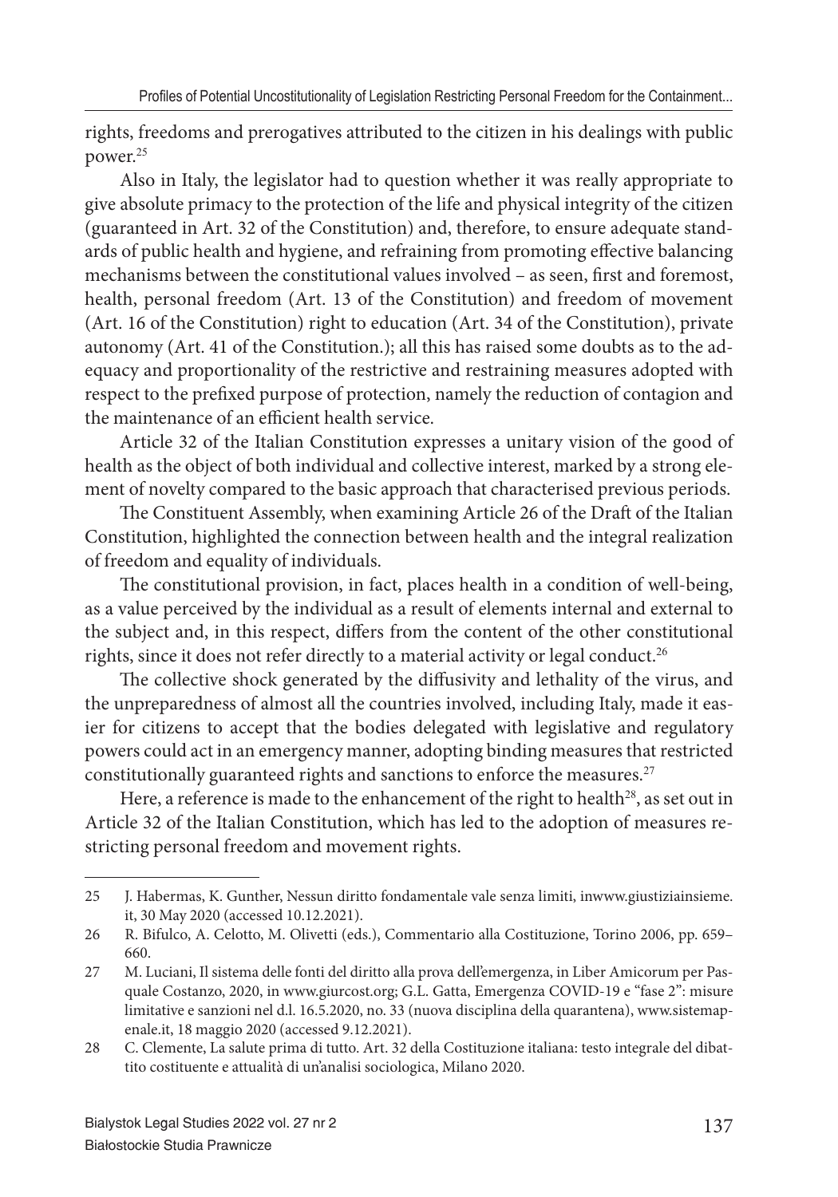rights, freedoms and prerogatives attributed to the citizen in his dealings with public power.[25]

Also in Italy, the legislator had to question whether it was really appropriate to give absolute primacy to the protection of the life and physical integrity of the citizen (guaranteed in Art. 32 of the Constitution) and, therefore, to ensure adequate standards of public health and hygiene, and refraining from promoting effective balancing mechanisms between the constitutional values involved – as seen, first and foremost, health, personal freedom (Art. 13 of the Constitution) and freedom of movement (Art. 16 of the Constitution) right to education (Art. 34 of the Constitution), private autonomy (Art. 41 of the Constitution.); all this has raised some doubts as to the adequacy and proportionality of the restrictive and restraining measures adopted with respect to the prefixed purpose of protection, namely the reduction of contagion and the maintenance of an efficient health service.

Article 32 of the Italian Constitution expresses a unitary vision of the good of health as the object of both individual and collective interest, marked by a strong element of novelty compared to the basic approach that characterised previous periods.

The Constituent Assembly, when examining Article 26 of the Draft of the Italian Constitution, highlighted the connection between health and the integral realization of freedom and equality of individuals.

The constitutional provision, in fact, places health in a condition of well-being, as a value perceived by the individual as a result of elements internal and external to the subject and, in this respect, differs from the content of the other constitutional rights, since it does not refer directly to a material activity or legal conduct.[26]

The collective shock generated by the diffusivity and lethality of the virus, and the unpreparedness of almost all the countries involved, including Italy, made it easier for citizens to accept that the bodies delegated with legislative and regulatory powers could act in an emergency manner, adopting binding measures that restricted constitutionally guaranteed rights and sanctions to enforce the measures.[27]

Here, a reference is made to the enhancement of the right to health[28], as set out in Article 32 of the Italian Constitution, which has led to the adoption of measures restricting personal freedom and movement rights.

---

25 J. Habermas, K. Gunther, Nessun diritto fondamentale vale senza limiti, inwww.giustiziainsieme.it, 30 May 2020 (accessed 10.12.2021).

26 R. Bifulco, A. Celotto, M. Olivetti (eds.), Commentario alla Costituzione, Torino 2006, pp. 659–660.

27 M. Luciani, Il sistema delle fonti del diritto alla prova dell'emergenza, in Liber Amicorum per Pasquale Costanzo, 2020, in www.giurcost.org; G.L. Gatta, Emergenza COVID-19 e "fase 2": misure limitative e sanzioni nel d.l. 16.5.2020, no. 33 (nuova disciplina della quarantena), www.sistemapenale.it, 18 maggio 2020 (accessed 9.12.2021).

28 C. Clemente, La salute prima di tutto. Art. 32 della Costituzione italiana: testo integrale del dibattito costituente e attualità di un'analisi sociologica, Milano 2020.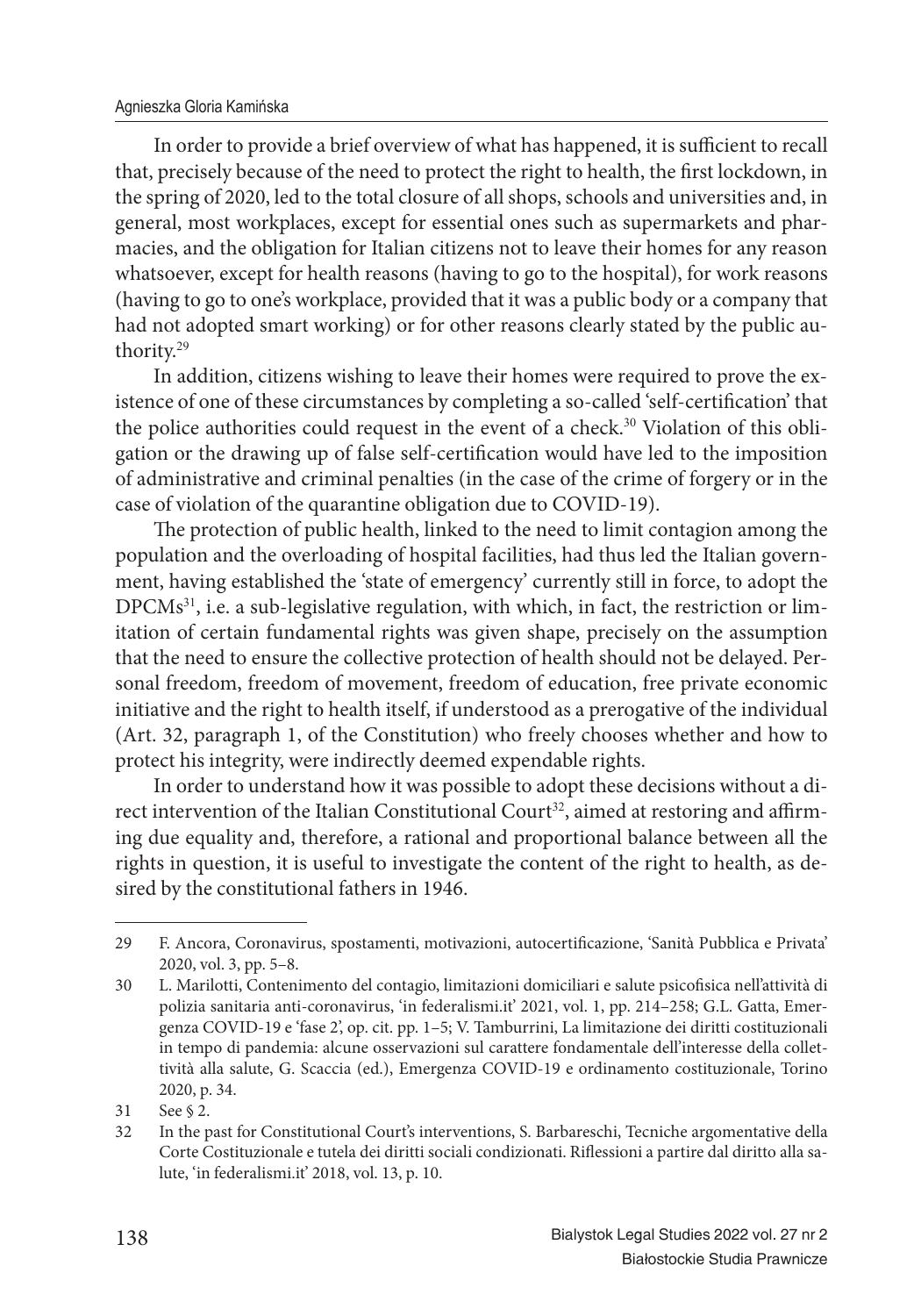In order to provide a brief overview of what has happened, it is sufficient to recall that, precisely because of the need to protect the right to health, the first lockdown, in the spring of 2020, led to the total closure of all shops, schools and universities and, in general, most workplaces, except for essential ones such as supermarkets and pharmacies, and the obligation for Italian citizens not to leave their homes for any reason whatsoever, except for health reasons (having to go to the hospital), for work reasons (having to go to one's workplace, provided that it was a public body or a company that had not adopted smart working) or for other reasons clearly stated by the public authority.[29]

In addition, citizens wishing to leave their homes were required to prove the existence of one of these circumstances by completing a so-called 'self-certification' that the police authorities could request in the event of a check.[30] Violation of this obligation or the drawing up of false self-certification would have led to the imposition of administrative and criminal penalties (in the case of the crime of forgery or in the case of violation of the quarantine obligation due to COVID-19).

The protection of public health, linked to the need to limit contagion among the population and the overloading of hospital facilities, had thus led the Italian government, having established the 'state of emergency' currently still in force, to adopt the DPCMs[31], i.e. a sub-legislative regulation, with which, in fact, the restriction or limitation of certain fundamental rights was given shape, precisely on the assumption that the need to ensure the collective protection of health should not be delayed. Personal freedom, freedom of movement, freedom of education, free private economic initiative and the right to health itself, if understood as a prerogative of the individual (Art. 32, paragraph 1, of the Constitution) who freely chooses whether and how to protect his integrity, were indirectly deemed expendable rights.

In order to understand how it was possible to adopt these decisions without a direct intervention of the Italian Constitutional Court[32], aimed at restoring and affirming due equality and, therefore, a rational and proportional balance between all the rights in question, it is useful to investigate the content of the right to health, as desired by the constitutional fathers in 1946.

---

29 F. Ancora, Coronavirus, spostamenti, motivazioni, autocertificazione, 'Sanità Pubblica e Privata' 2020, vol. 3, pp. 5–8.

30 L. Marilotti, Contenimento del contagio, limitazioni domiciliari e salute psicofisica nell'attività di polizia sanitaria anti-coronavirus, 'in federalismi.it' 2021, vol. 1, pp. 214–258; G.L. Gatta, Emergenza COVID-19 e 'fase 2', op. cit. pp. 1–5; V. Tamburrini, La limitazione dei diritti costituzionali in tempo di pandemia: alcune osservazioni sul carattere fondamentale dell'interesse della collettività alla salute, G. Scaccia (ed.), Emergenza COVID-19 e ordinamento costituzionale, Torino 2020, p. 34.

31 See § 2.

32 In the past for Constitutional Court's interventions, S. Barbareschi, Tecniche argomentative della Corte Costituzionale e tutela dei diritti sociali condizionati. Riflessioni a partire dal diritto alla salute, 'in federalismi.it' 2018, vol. 13, p. 10.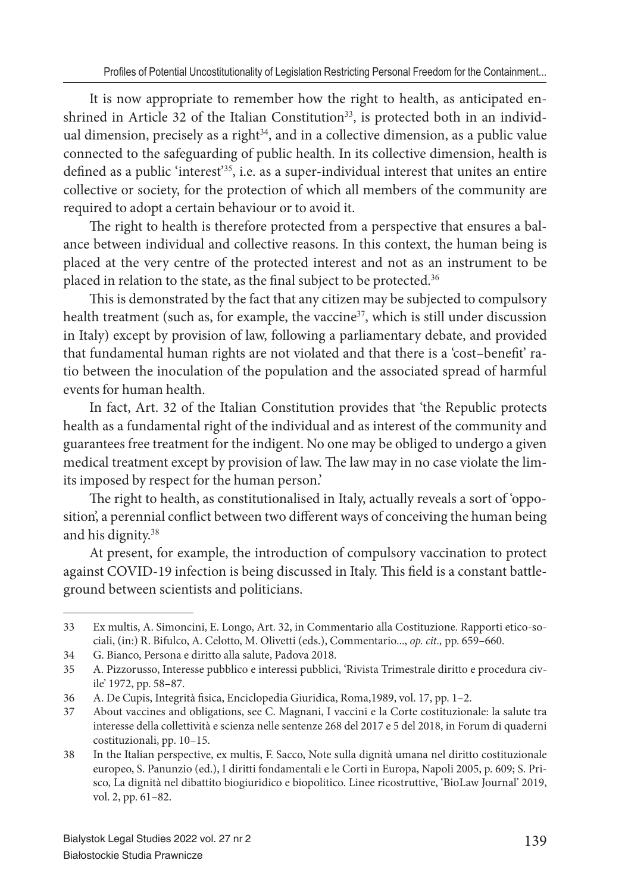It is now appropriate to remember how the right to health, as anticipated enshrined in Article 32 of the Italian Constitution[33], is protected both in an individual dimension, precisely as a right[34], and in a collective dimension, as a public value connected to the safeguarding of public health. In its collective dimension, health is defined as a public 'interest'[35], i.e. as a super-individual interest that unites an entire collective or society, for the protection of which all members of the community are required to adopt a certain behaviour or to avoid it.

The right to health is therefore protected from a perspective that ensures a balance between individual and collective reasons. In this context, the human being is placed at the very centre of the protected interest and not as an instrument to be placed in relation to the state, as the final subject to be protected.[36]

This is demonstrated by the fact that any citizen may be subjected to compulsory health treatment (such as, for example, the vaccine[37], which is still under discussion in Italy) except by provision of law, following a parliamentary debate, and provided that fundamental human rights are not violated and that there is a 'cost–benefit' ratio between the inoculation of the population and the associated spread of harmful events for human health.

In fact, Art. 32 of the Italian Constitution provides that 'the Republic protects health as a fundamental right of the individual and as interest of the community and guarantees free treatment for the indigent. No one may be obliged to undergo a given medical treatment except by provision of law. The law may in no case violate the limits imposed by respect for the human person.'

The right to health, as constitutionalised in Italy, actually reveals a sort of 'opposition', a perennial conflict between two different ways of conceiving the human being and his dignity.[38]

At present, for example, the introduction of compulsory vaccination to protect against COVID-19 infection is being discussed in Italy. This field is a constant battleground between scientists and politicians.

---

33 Ex multis, A. Simoncini, E. Longo, Art. 32, in Commentario alla Costituzione. Rapporti etico-sociali, (in:) R. Bifulco, A. Celotto, M. Olivetti (eds.), Commentario..., *op. cit.,* pp. 659–660.

34 G. Bianco, Persona e diritto alla salute, Padova 2018.

35 A. Pizzorusso, Interesse pubblico e interessi pubblici, 'Rivista Trimestrale diritto e procedura civile' 1972, pp. 58–87.

36 A. De Cupis, Integrità fisica, Enciclopedia Giuridica, Roma,1989, vol. 17, pp. 1–2.

37 About vaccines and obligations, see C. Magnani, I vaccini e la Corte costituzionale: la salute tra interesse della collettività e scienza nelle sentenze 268 del 2017 e 5 del 2018, in Forum di quaderni costituzionali, pp. 10–15.

38 In the Italian perspective, ex multis, F. Sacco, Note sulla dignità umana nel diritto costituzionale europeo, S. Panunzio (ed.), I diritti fondamentali e le Corti in Europa, Napoli 2005, p. 609; S. Prisco, La dignità nel dibattito biogiuridico e biopolitico. Linee ricostruttive, 'BioLaw Journal' 2019, vol. 2, pp. 61–82.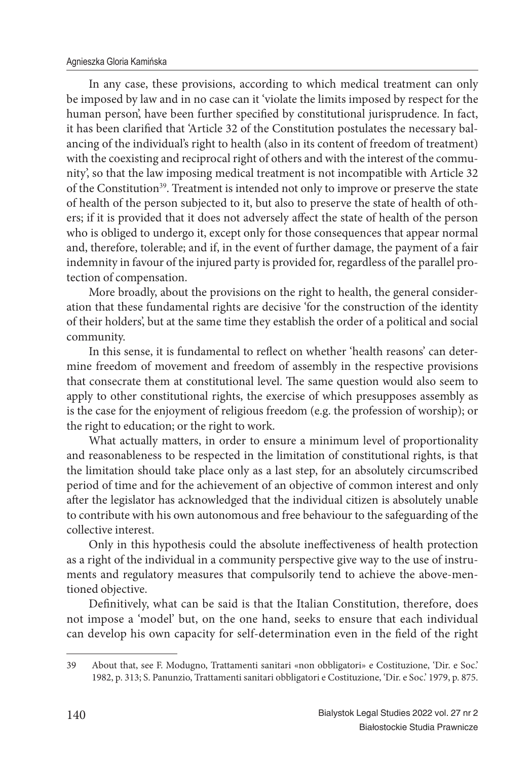In any case, these provisions, according to which medical treatment can only be imposed by law and in no case can it 'violate the limits imposed by respect for the human person', have been further specified by constitutional jurisprudence. In fact, it has been clarified that 'Article 32 of the Constitution postulates the necessary balancing of the individual's right to health (also in its content of freedom of treatment) with the coexisting and reciprocal right of others and with the interest of the community', so that the law imposing medical treatment is not incompatible with Article 32 of the Constitution[39]. Treatment is intended not only to improve or preserve the state of health of the person subjected to it, but also to preserve the state of health of others; if it is provided that it does not adversely affect the state of health of the person who is obliged to undergo it, except only for those consequences that appear normal and, therefore, tolerable; and if, in the event of further damage, the payment of a fair indemnity in favour of the injured party is provided for, regardless of the parallel protection of compensation.

More broadly, about the provisions on the right to health, the general consideration that these fundamental rights are decisive 'for the construction of the identity of their holders', but at the same time they establish the order of a political and social community.

In this sense, it is fundamental to reflect on whether 'health reasons' can determine freedom of movement and freedom of assembly in the respective provisions that consecrate them at constitutional level. The same question would also seem to apply to other constitutional rights, the exercise of which presupposes assembly as is the case for the enjoyment of religious freedom (e.g. the profession of worship); or the right to education; or the right to work.

What actually matters, in order to ensure a minimum level of proportionality and reasonableness to be respected in the limitation of constitutional rights, is that the limitation should take place only as a last step, for an absolutely circumscribed period of time and for the achievement of an objective of common interest and only after the legislator has acknowledged that the individual citizen is absolutely unable to contribute with his own autonomous and free behaviour to the safeguarding of the collective interest.

Only in this hypothesis could the absolute ineffectiveness of health protection as a right of the individual in a community perspective give way to the use of instruments and regulatory measures that compulsorily tend to achieve the above-mentioned objective.

Definitively, what can be said is that the Italian Constitution, therefore, does not impose a 'model' but, on the one hand, seeks to ensure that each individual can develop his own capacity for self-determination even in the field of the right

---

39 About that, see F. Modugno, Trattamenti sanitari «non obbligatori» e Costituzione, 'Dir. e Soc.' 1982, p. 313; S. Panunzio, Trattamenti sanitari obbligatori e Costituzione, 'Dir. e Soc.' 1979, p. 875.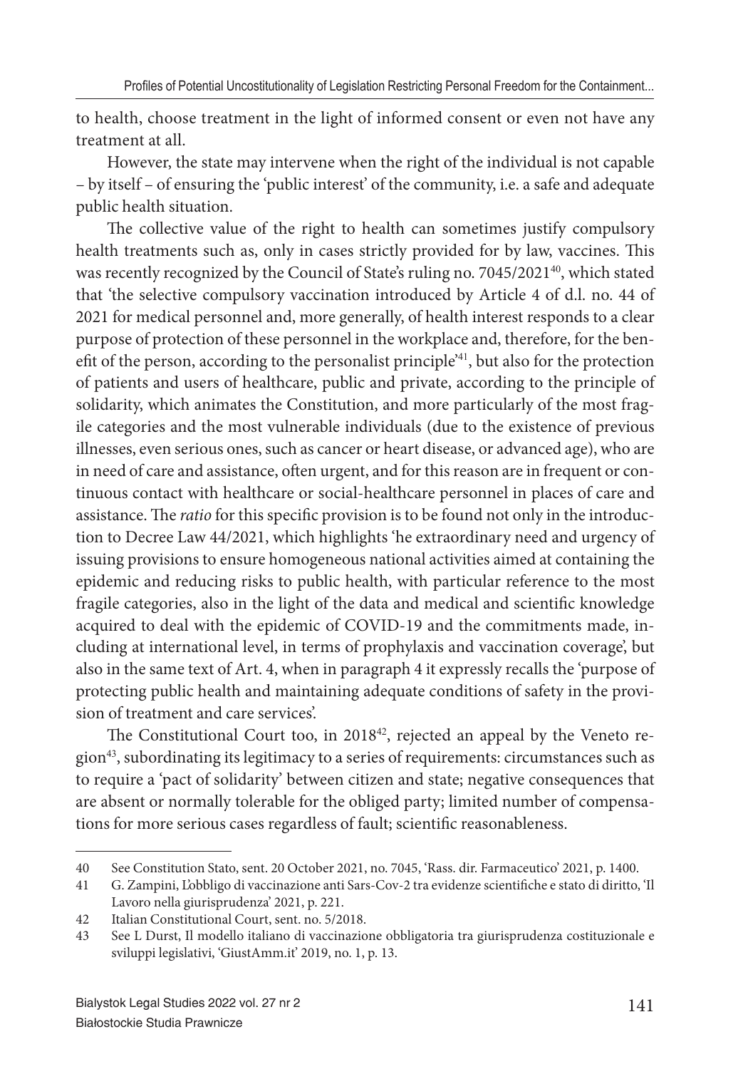to health, choose treatment in the light of informed consent or even not have any treatment at all.

However, the state may intervene when the right of the individual is not capable – by itself – of ensuring the 'public interest' of the community, i.e. a safe and adequate public health situation.

The collective value of the right to health can sometimes justify compulsory health treatments such as, only in cases strictly provided for by law, vaccines. This was recently recognized by the Council of State's ruling no. 7045/2021[40], which stated that 'the selective compulsory vaccination introduced by Article 4 of d.l. no. 44 of 2021 for medical personnel and, more generally, of health interest responds to a clear purpose of protection of these personnel in the workplace and, therefore, for the benefit of the person, according to the personalist principle'[41], but also for the protection of patients and users of healthcare, public and private, according to the principle of solidarity, which animates the Constitution, and more particularly of the most fragile categories and the most vulnerable individuals (due to the existence of previous illnesses, even serious ones, such as cancer or heart disease, or advanced age), who are in need of care and assistance, often urgent, and for this reason are in frequent or continuous contact with healthcare or social-healthcare personnel in places of care and assistance. The *ratio* for this specific provision is to be found not only in the introduction to Decree Law 44/2021, which highlights 'he extraordinary need and urgency of issuing provisions to ensure homogeneous national activities aimed at containing the epidemic and reducing risks to public health, with particular reference to the most fragile categories, also in the light of the data and medical and scientific knowledge acquired to deal with the epidemic of COVID-19 and the commitments made, including at international level, in terms of prophylaxis and vaccination coverage', but also in the same text of Art. 4, when in paragraph 4 it expressly recalls the 'purpose of protecting public health and maintaining adequate conditions of safety in the provision of treatment and care services'.

The Constitutional Court too, in 2018[42], rejected an appeal by the Veneto region[43], subordinating its legitimacy to a series of requirements: circumstances such as to require a 'pact of solidarity' between citizen and state; negative consequences that are absent or normally tolerable for the obliged party; limited number of compensations for more serious cases regardless of fault; scientific reasonableness.

---

40 See Constitution Stato, sent. 20 October 2021, no. 7045, 'Rass. dir. Farmaceutico' 2021, p. 1400.

41 G. Zampini, L'obbligo di vaccinazione anti Sars-Cov-2 tra evidenze scientifiche e stato di diritto, 'Il Lavoro nella giurisprudenza' 2021, p. 221.

42 Italian Constitutional Court, sent. no. 5/2018.

43 See L Durst, Il modello italiano di vaccinazione obbligatoria tra giurisprudenza costituzionale e sviluppi legislativi, 'GiustAmm.it' 2019, no. 1, p. 13.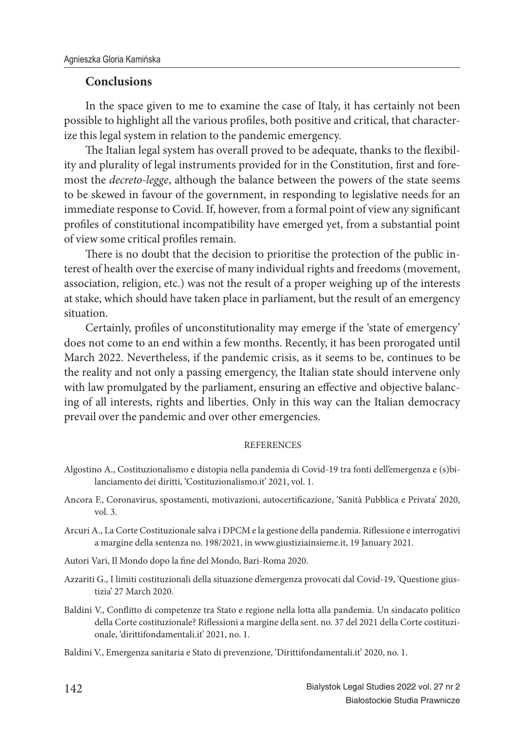## Conclusions

In the space given to me to examine the case of Italy, it has certainly not been possible to highlight all the various profiles, both positive and critical, that characterize this legal system in relation to the pandemic emergency.

The Italian legal system has overall proved to be adequate, thanks to the flexibility and plurality of legal instruments provided for in the Constitution, first and foremost the *decreto-legge*, although the balance between the powers of the state seems to be skewed in favour of the government, in responding to legislative needs for an immediate response to Covid. If, however, from a formal point of view any significant profiles of constitutional incompatibility have emerged yet, from a substantial point of view some critical profiles remain.

There is no doubt that the decision to prioritise the protection of the public interest of health over the exercise of many individual rights and freedoms (movement, association, religion, etc.) was not the result of a proper weighing up of the interests at stake, which should have taken place in parliament, but the result of an emergency situation.

Certainly, profiles of unconstitutionality may emerge if the 'state of emergency' does not come to an end within a few months. Recently, it has been prorogated until March 2022. Nevertheless, if the pandemic crisis, as it seems to be, continues to be the reality and not only a passing emergency, the Italian state should intervene only with law promulgated by the parliament, ensuring an effective and objective balancing of all interests, rights and liberties. Only in this way can the Italian democracy prevail over the pandemic and over other emergencies.

REFERENCES

Algostino A., Costituzionalismo e distopia nella pandemia di Covid-19 tra fonti dell'emergenza e (s)bilanciamento dei diritti, 'Costituzionalismo.it' 2021, vol. 1.

Ancora F., Coronavirus, spostamenti, motivazioni, autocertificazione, 'Sanità Pubblica e Privata' 2020, vol. 3.

Arcuri A., La Corte Costituzionale salva i DPCM e la gestione della pandemia. Riflessione e interrogativi a margine della sentenza no. 198/2021, in www.giustiziainsieme.it, 19 January 2021.

Autori Vari, Il Mondo dopo la fine del Mondo, Bari-Roma 2020.

Azzariti G., I limiti costituzionali della situazione d'emergenza provocati dal Covid-19, 'Questione giustizia' 27 March 2020.

Baldini V., Conflitto di competenze tra Stato e regione nella lotta alla pandemia. Un sindacato politico della Corte costituzionale? Riflessioni a margine della sent. no. 37 del 2021 della Corte costituzionale, 'dirittifondamentali.it' 2021, no. 1.

Baldini V., Emergenza sanitaria e Stato di prevenzione, 'Dirittifondamentali.it' 2020, no. 1.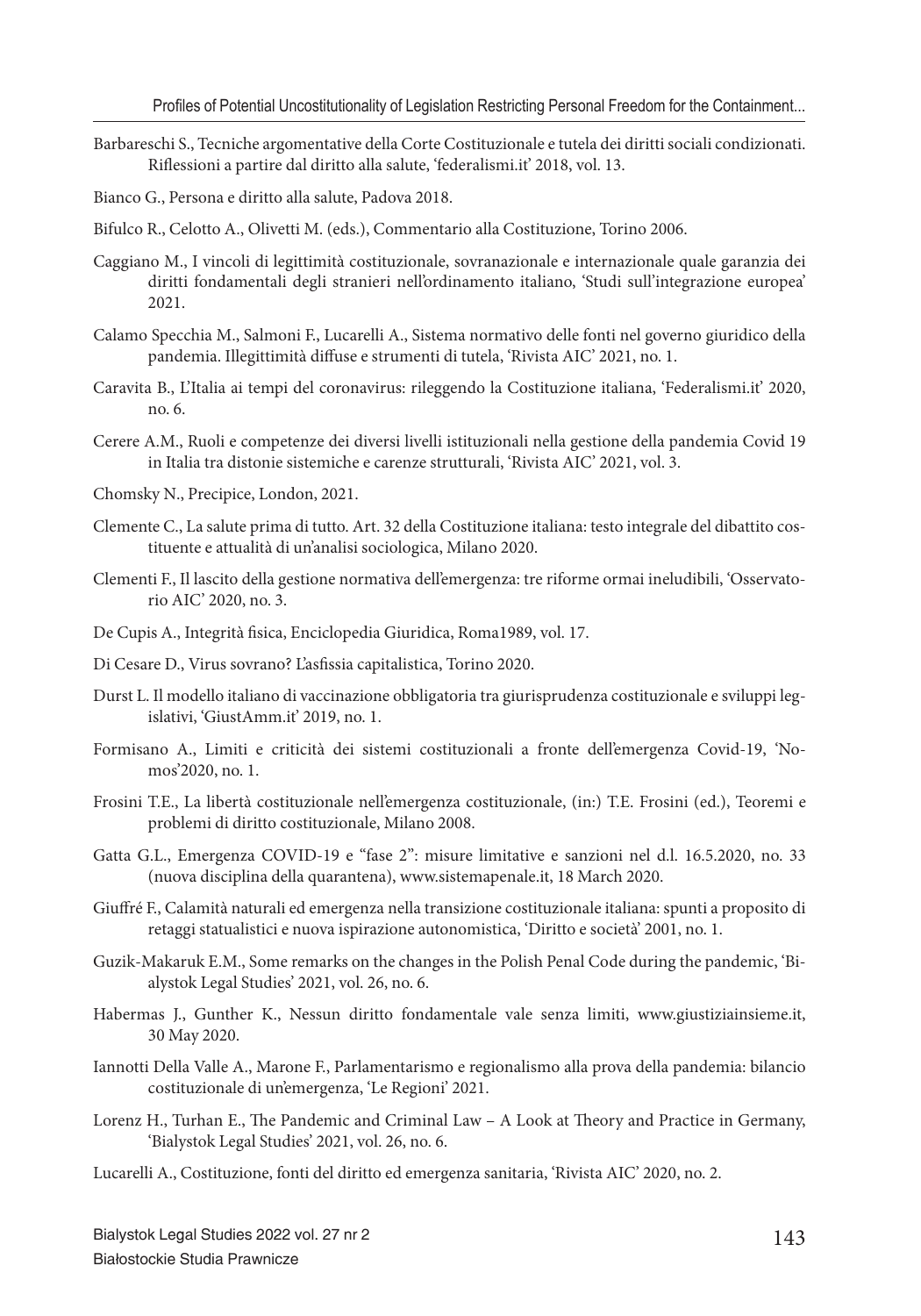Barbareschi S., Tecniche argomentative della Corte Costituzionale e tutela dei diritti sociali condizionati. Riflessioni a partire dal diritto alla salute, 'federalismi.it' 2018, vol. 13.

Bianco G., Persona e diritto alla salute, Padova 2018.

Bifulco R., Celotto A., Olivetti M. (eds.), Commentario alla Costituzione, Torino 2006.

Caggiano M., I vincoli di legittimità costituzionale, sovranazionale e internazionale quale garanzia dei diritti fondamentali degli stranieri nell'ordinamento italiano, 'Studi sull'integrazione europea' 2021.

Calamo Specchia M., Salmoni F., Lucarelli A., Sistema normativo delle fonti nel governo giuridico della pandemia. Illegittimità diffuse e strumenti di tutela, 'Rivista AIC' 2021, no. 1.

Caravita B., L'Italia ai tempi del coronavirus: rileggendo la Costituzione italiana, 'Federalismi.it' 2020, no. 6.

Cerere A.M., Ruoli e competenze dei diversi livelli istituzionali nella gestione della pandemia Covid 19 in Italia tra distonie sistemiche e carenze strutturali, 'Rivista AIC' 2021, vol. 3.

Chomsky N., Precipice, London, 2021.

Clemente C., La salute prima di tutto. Art. 32 della Costituzione italiana: testo integrale del dibattito costituente e attualità di un'analisi sociologica, Milano 2020.

Clementi F., Il lascito della gestione normativa dell'emergenza: tre riforme ormai ineludibili, 'Osservatorio AIC' 2020, no. 3.

De Cupis A., Integrità fisica, Enciclopedia Giuridica, Roma1989, vol. 17.

Di Cesare D., Virus sovrano? L'asfissia capitalistica, Torino 2020.

Durst L. Il modello italiano di vaccinazione obbligatoria tra giurisprudenza costituzionale e sviluppi legislativi, 'GiustAmm.it' 2019, no. 1.

Formisano A., Limiti e criticità dei sistemi costituzionali a fronte dell'emergenza Covid-19, 'Nomos'2020, no. 1.

Frosini T.E., La libertà costituzionale nell'emergenza costituzionale, (in:) T.E. Frosini (ed.), Teoremi e problemi di diritto costituzionale, Milano 2008.

Gatta G.L., Emergenza COVID-19 e "fase 2": misure limitative e sanzioni nel d.l. 16.5.2020, no. 33 (nuova disciplina della quarantena), www.sistemapenale.it, 18 March 2020.

Giuffré F., Calamità naturali ed emergenza nella transizione costituzionale italiana: spunti a proposito di retaggi statualistici e nuova ispirazione autonomistica, 'Diritto e società' 2001, no. 1.

Guzik-Makaruk E.M., Some remarks on the changes in the Polish Penal Code during the pandemic, 'Bialystok Legal Studies' 2021, vol. 26, no. 6.

Habermas J., Gunther K., Nessun diritto fondamentale vale senza limiti, www.giustiziainsieme.it, 30 May 2020.

Iannotti Della Valle A., Marone F., Parlamentarismo e regionalismo alla prova della pandemia: bilancio costituzionale di un'emergenza, 'Le Regioni' 2021.

Lorenz H., Turhan E., The Pandemic and Criminal Law – A Look at Theory and Practice in Germany, 'Bialystok Legal Studies' 2021, vol. 26, no. 6.

Lucarelli A., Costituzione, fonti del diritto ed emergenza sanitaria, 'Rivista AIC' 2020, no. 2.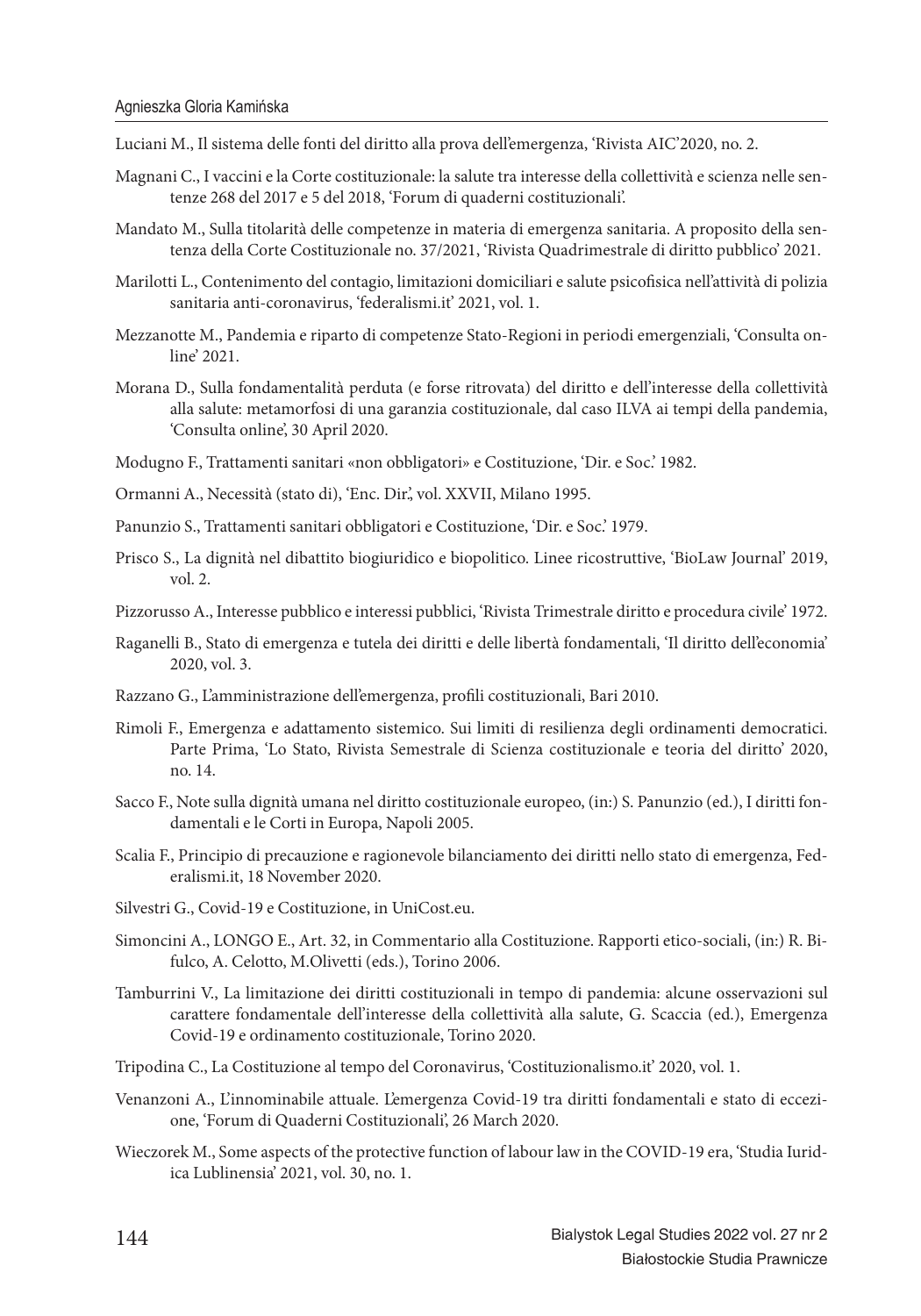Luciani M., Il sistema delle fonti del diritto alla prova dell'emergenza, 'Rivista AIC'2020, no. 2.

Magnani C., I vaccini e la Corte costituzionale: la salute tra interesse della collettività e scienza nelle sentenze 268 del 2017 e 5 del 2018, 'Forum di quaderni costituzionali'.

Mandato M., Sulla titolarità delle competenze in materia di emergenza sanitaria. A proposito della sentenza della Corte Costituzionale no. 37/2021, 'Rivista Quadrimestrale di diritto pubblico' 2021.

Marilotti L., Contenimento del contagio, limitazioni domiciliari e salute psicofisica nell'attività di polizia sanitaria anti-coronavirus, 'federalismi.it' 2021, vol. 1.

Mezzanotte M., Pandemia e riparto di competenze Stato-Regioni in periodi emergenziali, 'Consulta online' 2021.

Morana D., Sulla fondamentalità perduta (e forse ritrovata) del diritto e dell'interesse della collettività alla salute: metamorfosi di una garanzia costituzionale, dal caso ILVA ai tempi della pandemia, 'Consulta online', 30 April 2020.

Modugno F., Trattamenti sanitari «non obbligatori» e Costituzione, 'Dir. e Soc.' 1982.

Ormanni A., Necessità (stato di), 'Enc. Dir.', vol. XXVII, Milano 1995.

Panunzio S., Trattamenti sanitari obbligatori e Costituzione, 'Dir. e Soc.' 1979.

Prisco S., La dignità nel dibattito biogiuridico e biopolitico. Linee ricostruttive, 'BioLaw Journal' 2019, vol. 2.

Pizzorusso A., Interesse pubblico e interessi pubblici, 'Rivista Trimestrale diritto e procedura civile' 1972.

Raganelli B., Stato di emergenza e tutela dei diritti e delle libertà fondamentali, 'Il diritto dell'economia' 2020, vol. 3.

Razzano G., L'amministrazione dell'emergenza, profili costituzionali, Bari 2010.

Rimoli F., Emergenza e adattamento sistemico. Sui limiti di resilienza degli ordinamenti democratici. Parte Prima, 'Lo Stato, Rivista Semestrale di Scienza costituzionale e teoria del diritto' 2020, no. 14.

Sacco F., Note sulla dignità umana nel diritto costituzionale europeo, (in:) S. Panunzio (ed.), I diritti fondamentali e le Corti in Europa, Napoli 2005.

Scalia F., Principio di precauzione e ragionevole bilanciamento dei diritti nello stato di emergenza, Federalismi.it, 18 November 2020.

Silvestri G., Covid-19 e Costituzione, in UniCost.eu.

Simoncini A., LONGO E., Art. 32, in Commentario alla Costituzione. Rapporti etico-sociali, (in:) R. Bifulco, A. Celotto, M.Olivetti (eds.), Torino 2006.

Tamburrini V., La limitazione dei diritti costituzionali in tempo di pandemia: alcune osservazioni sul carattere fondamentale dell'interesse della collettività alla salute, G. Scaccia (ed.), Emergenza Covid-19 e ordinamento costituzionale, Torino 2020.

Tripodina C., La Costituzione al tempo del Coronavirus, 'Costituzionalismo.it' 2020, vol. 1.

Venanzoni A., L'innominabile attuale. L'emergenza Covid-19 tra diritti fondamentali e stato di eccezione, 'Forum di Quaderni Costituzionali', 26 March 2020.

Wieczorek M., Some aspects of the protective function of labour law in the COVID-19 era, 'Studia Iuridica Lublinensia' 2021, vol. 30, no. 1.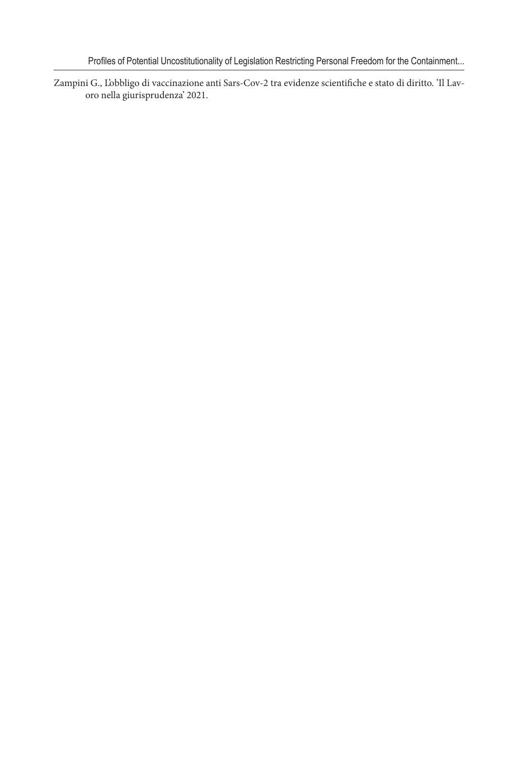Zampini G., L'obbligo di vaccinazione anti Sars-Cov-2 tra evidenze scientifiche e stato di diritto. 'Il Lavoro nella giurisprudenza' 2021.